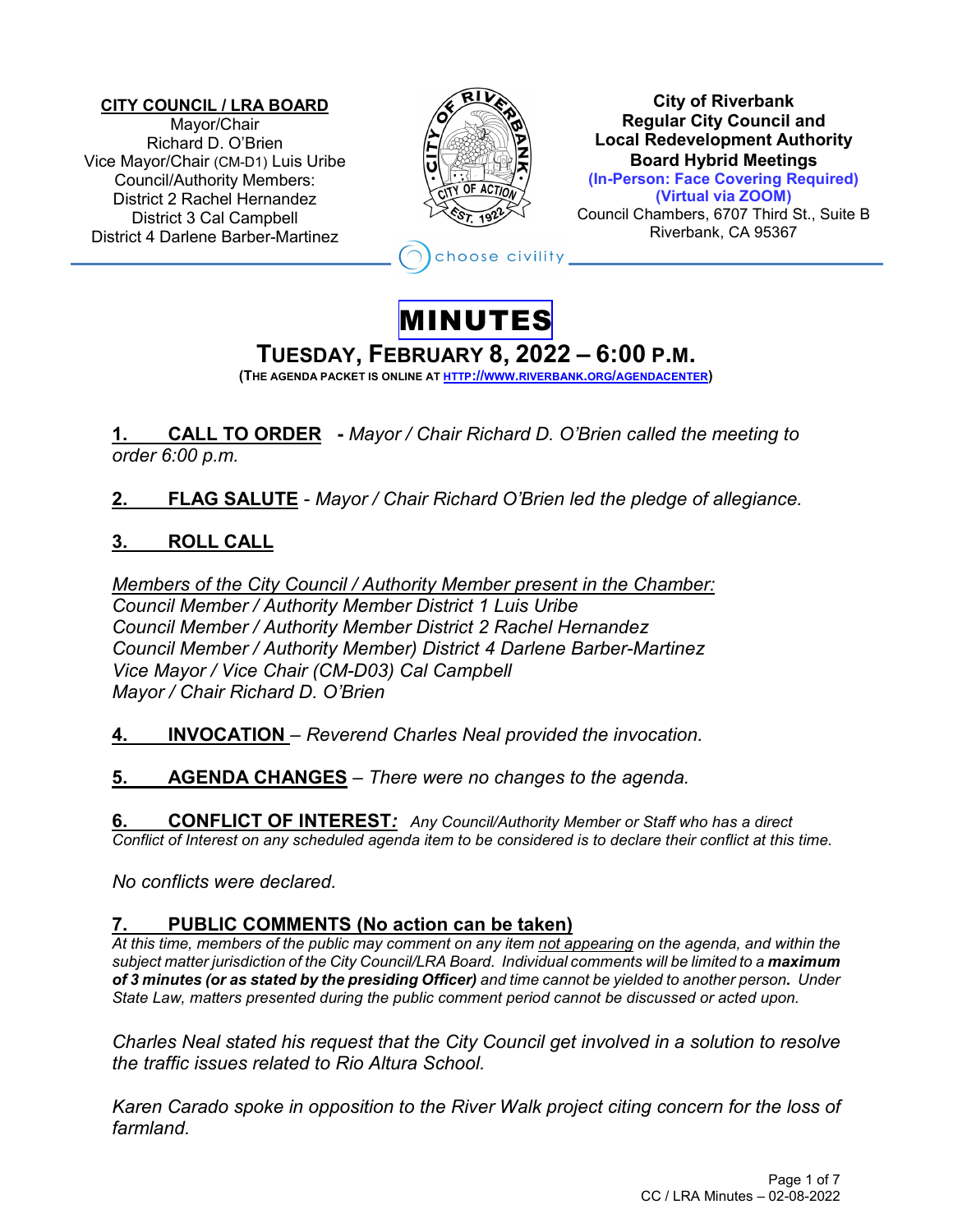**CITY COUNCIL / LRA BOARD**
Mayor/Chair
Richard D. O'Brien
Vice Mayor/Chair (CM-D1) Luis Uribe
Council/Authority Members:
District 2 Rachel Hernandez
District 3 Cal Campbell
District 4 Darlene Barber-Martinez

**City of Riverbank**
**Regular City Council and**
**Local Redevelopment Authority**
**Board Hybrid Meetings**
**(In-Person: Face Covering Required)**
**(Virtual via ZOOM)**
Council Chambers, 6707 Third St., Suite B
Riverbank, CA 95367

choose civility

# MINUTES

## TUESDAY, FEBRUARY 8, 2022 – 6:00 P.M.

**(THE AGENDA PACKET IS ONLINE AT [HTTP://WWW.RIVERBANK.ORG/AGENDACENTER](http://www.riverbank.org/agendacenter))**

**1. CALL TO ORDER** - *Mayor / Chair Richard D. O'Brien called the meeting to order 6:00 p.m.*

**2. FLAG SALUTE** - *Mayor / Chair Richard O'Brien led the pledge of allegiance.*

**3. ROLL CALL**

*Members of the City Council / Authority Member present in the Chamber:*
*Council Member / Authority Member District 1 Luis Uribe*
*Council Member / Authority Member District 2 Rachel Hernandez*
*Council Member / Authority Member) District 4 Darlene Barber-Martinez*
*Vice Mayor / Vice Chair (CM-D03) Cal Campbell*
*Mayor / Chair Richard D. O'Brien*

**4. INVOCATION** – *Reverend Charles Neal provided the invocation.*

**5. AGENDA CHANGES** – *There were no changes to the agenda.*

**6. CONFLICT OF INTEREST:** *Any Council/Authority Member or Staff who has a direct Conflict of Interest on any scheduled agenda item to be considered is to declare their conflict at this time.*

*No conflicts were declared.*

**7. PUBLIC COMMENTS (No action can be taken)**

*At this time, members of the public may comment on any item not appearing on the agenda, and within the subject matter jurisdiction of the City Council/LRA Board. Individual comments will be limited to a **maximum of 3 minutes (or as stated by the presiding Officer)** and time cannot be yielded to another person. Under State Law, matters presented during the public comment period cannot be discussed or acted upon.*

*Charles Neal stated his request that the City Council get involved in a solution to resolve the traffic issues related to Rio Altura School.*

*Karen Carado spoke in opposition to the River Walk project citing concern for the loss of farmland.*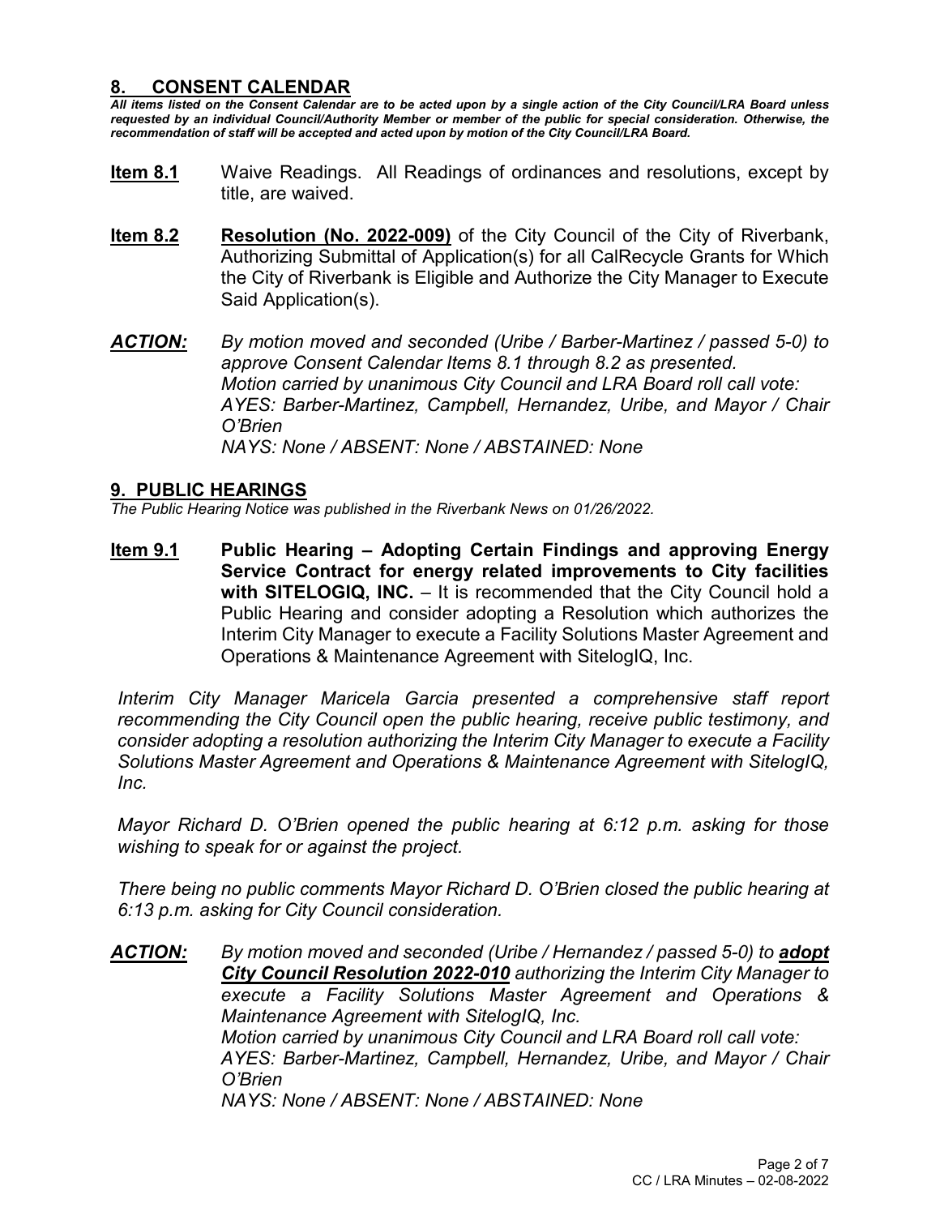## 8. CONSENT CALENDAR

***All items listed on the Consent Calendar are to be acted upon by a single action of the City Council/LRA Board unless requested by an individual Council/Authority Member or member of the public for special consideration. Otherwise, the recommendation of staff will be accepted and acted upon by motion of the City Council/LRA Board.***

**Item 8.1** Waive Readings. All Readings of ordinances and resolutions, except by title, are waived.

**Item 8.2** **Resolution (No. 2022-009)** of the City Council of the City of Riverbank, Authorizing Submittal of Application(s) for all CalRecycle Grants for Which the City of Riverbank is Eligible and Authorize the City Manager to Execute Said Application(s).

***ACTION:*** *By motion moved and seconded (Uribe / Barber-Martinez / passed 5-0) to approve Consent Calendar Items 8.1 through 8.2 as presented.*
*Motion carried by unanimous City Council and LRA Board roll call vote:*
*AYES: Barber-Martinez, Campbell, Hernandez, Uribe, and Mayor / Chair O'Brien*
*NAYS: None / ABSENT: None / ABSTAINED: None*

## 9. PUBLIC HEARINGS

*The Public Hearing Notice was published in the Riverbank News on 01/26/2022.*

**Item 9.1** **Public Hearing – Adopting Certain Findings and approving Energy Service Contract for energy related improvements to City facilities with SITELOGIQ, INC.** – It is recommended that the City Council hold a Public Hearing and consider adopting a Resolution which authorizes the Interim City Manager to execute a Facility Solutions Master Agreement and Operations & Maintenance Agreement with SitelogIQ, Inc.

*Interim City Manager Maricela Garcia presented a comprehensive staff report recommending the City Council open the public hearing, receive public testimony, and consider adopting a resolution authorizing the Interim City Manager to execute a Facility Solutions Master Agreement and Operations & Maintenance Agreement with SitelogIQ, Inc.*

*Mayor Richard D. O'Brien opened the public hearing at 6:12 p.m. asking for those wishing to speak for or against the project.*

*There being no public comments Mayor Richard D. O'Brien closed the public hearing at 6:13 p.m. asking for City Council consideration.*

***ACTION:*** *By motion moved and seconded (Uribe / Hernandez / passed 5-0) to **adopt City Council Resolution 2022-010** authorizing the Interim City Manager to execute a Facility Solutions Master Agreement and Operations & Maintenance Agreement with SitelogIQ, Inc.*
*Motion carried by unanimous City Council and LRA Board roll call vote:*
*AYES: Barber-Martinez, Campbell, Hernandez, Uribe, and Mayor / Chair O'Brien*
*NAYS: None / ABSENT: None / ABSTAINED: None*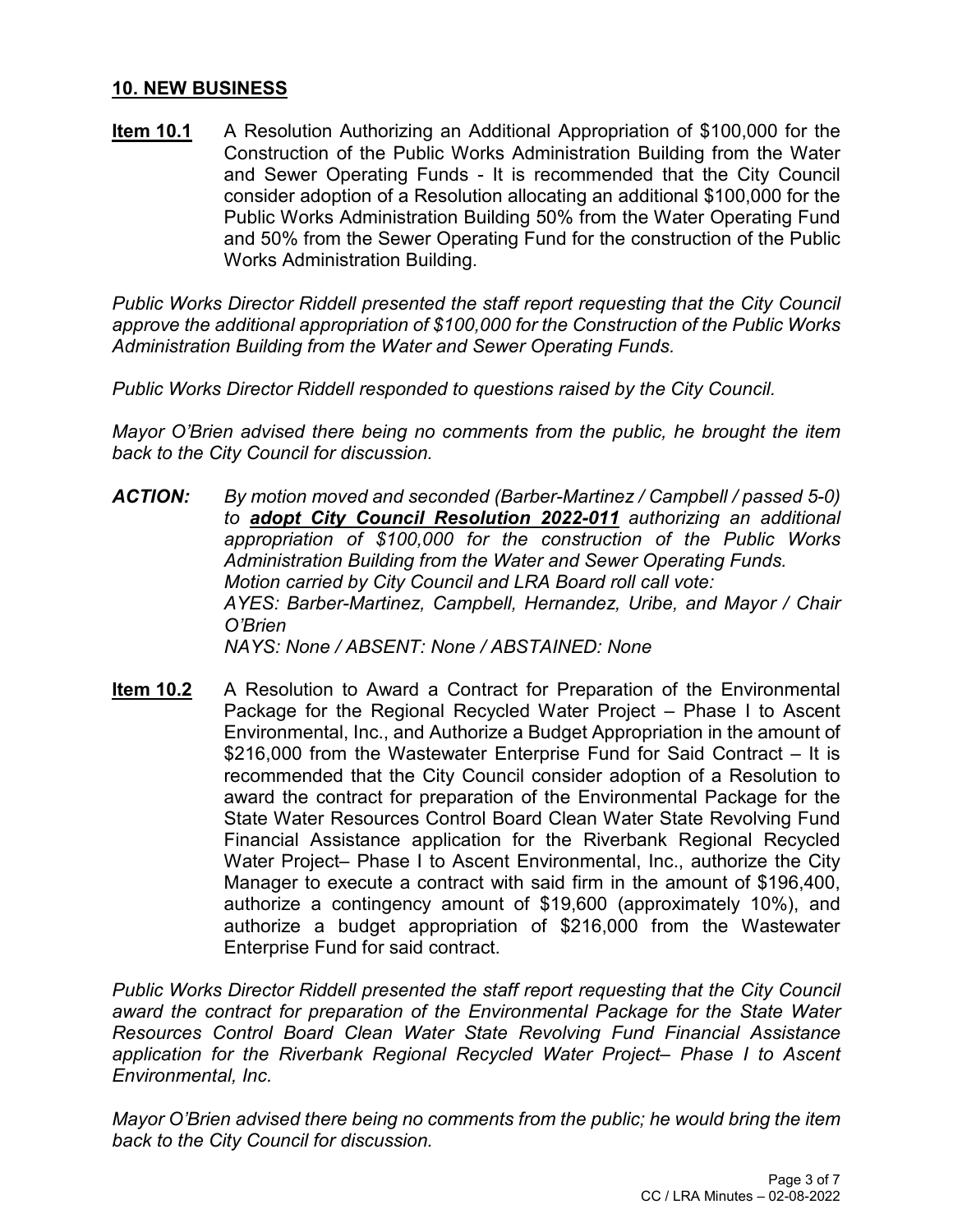## 10. NEW BUSINESS

**Item 10.1** A Resolution Authorizing an Additional Appropriation of $100,000 for the Construction of the Public Works Administration Building from the Water and Sewer Operating Funds - It is recommended that the City Council consider adoption of a Resolution allocating an additional $100,000 for the Public Works Administration Building 50% from the Water Operating Fund and 50% from the Sewer Operating Fund for the construction of the Public Works Administration Building.

*Public Works Director Riddell presented the staff report requesting that the City Council approve the additional appropriation of $100,000 for the Construction of the Public Works Administration Building from the Water and Sewer Operating Funds.*

*Public Works Director Riddell responded to questions raised by the City Council.*

*Mayor O'Brien advised there being no comments from the public, he brought the item back to the City Council for discussion.*

***ACTION:*** *By motion moved and seconded (Barber-Martinez / Campbell / passed 5-0) to* ***adopt City Council Resolution 2022-011*** *authorizing an additional appropriation of $100,000 for the construction of the Public Works Administration Building from the Water and Sewer Operating Funds.*
*Motion carried by City Council and LRA Board roll call vote:*
*AYES: Barber-Martinez, Campbell, Hernandez, Uribe, and Mayor / Chair O'Brien*
*NAYS: None / ABSENT: None / ABSTAINED: None*

**Item 10.2** A Resolution to Award a Contract for Preparation of the Environmental Package for the Regional Recycled Water Project – Phase I to Ascent Environmental, Inc., and Authorize a Budget Appropriation in the amount of $216,000 from the Wastewater Enterprise Fund for Said Contract – It is recommended that the City Council consider adoption of a Resolution to award the contract for preparation of the Environmental Package for the State Water Resources Control Board Clean Water State Revolving Fund Financial Assistance application for the Riverbank Regional Recycled Water Project– Phase I to Ascent Environmental, Inc., authorize the City Manager to execute a contract with said firm in the amount of $196,400, authorize a contingency amount of $19,600 (approximately 10%), and authorize a budget appropriation of $216,000 from the Wastewater Enterprise Fund for said contract.

*Public Works Director Riddell presented the staff report requesting that the City Council award the contract for preparation of the Environmental Package for the State Water Resources Control Board Clean Water State Revolving Fund Financial Assistance application for the Riverbank Regional Recycled Water Project– Phase I to Ascent Environmental, Inc.*

*Mayor O'Brien advised there being no comments from the public; he would bring the item back to the City Council for discussion.*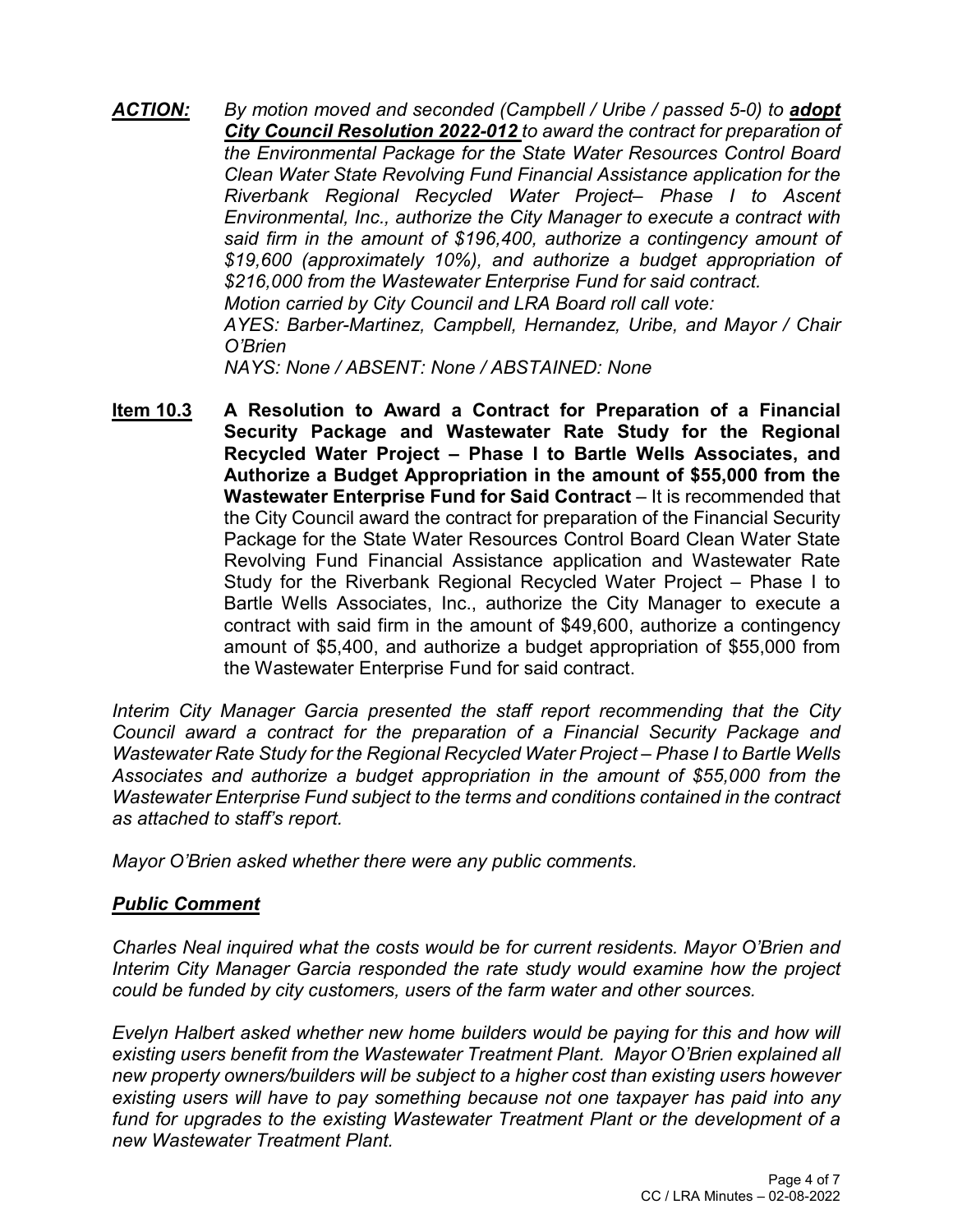***ACTION:*** *By motion moved and seconded (Campbell / Uribe / passed 5-0) to* ***adopt City Council Resolution 2022-012*** *to award the contract for preparation of the Environmental Package for the State Water Resources Control Board Clean Water State Revolving Fund Financial Assistance application for the Riverbank Regional Recycled Water Project– Phase I to Ascent Environmental, Inc., authorize the City Manager to execute a contract with said firm in the amount of $196,400, authorize a contingency amount of $19,600 (approximately 10%), and authorize a budget appropriation of $216,000 from the Wastewater Enterprise Fund for said contract.*
*Motion carried by City Council and LRA Board roll call vote:*
*AYES: Barber-Martinez, Campbell, Hernandez, Uribe, and Mayor / Chair O'Brien*
*NAYS: None / ABSENT: None / ABSTAINED: None*

**Item 10.3** **A Resolution to Award a Contract for Preparation of a Financial Security Package and Wastewater Rate Study for the Regional Recycled Water Project – Phase I to Bartle Wells Associates, and Authorize a Budget Appropriation in the amount of $55,000 from the Wastewater Enterprise Fund for Said Contract** – It is recommended that the City Council award the contract for preparation of the Financial Security Package for the State Water Resources Control Board Clean Water State Revolving Fund Financial Assistance application and Wastewater Rate Study for the Riverbank Regional Recycled Water Project – Phase I to Bartle Wells Associates, Inc., authorize the City Manager to execute a contract with said firm in the amount of $49,600, authorize a contingency amount of $5,400, and authorize a budget appropriation of $55,000 from the Wastewater Enterprise Fund for said contract.

*Interim City Manager Garcia presented the staff report recommending that the City Council award a contract for the preparation of a Financial Security Package and Wastewater Rate Study for the Regional Recycled Water Project – Phase I to Bartle Wells Associates and authorize a budget appropriation in the amount of $55,000 from the Wastewater Enterprise Fund subject to the terms and conditions contained in the contract as attached to staff's report.*

*Mayor O'Brien asked whether there were any public comments.*

***Public Comment***

*Charles Neal inquired what the costs would be for current residents. Mayor O'Brien and Interim City Manager Garcia responded the rate study would examine how the project could be funded by city customers, users of the farm water and other sources.*

*Evelyn Halbert asked whether new home builders would be paying for this and how will existing users benefit from the Wastewater Treatment Plant. Mayor O'Brien explained all new property owners/builders will be subject to a higher cost than existing users however existing users will have to pay something because not one taxpayer has paid into any fund for upgrades to the existing Wastewater Treatment Plant or the development of a new Wastewater Treatment Plant.*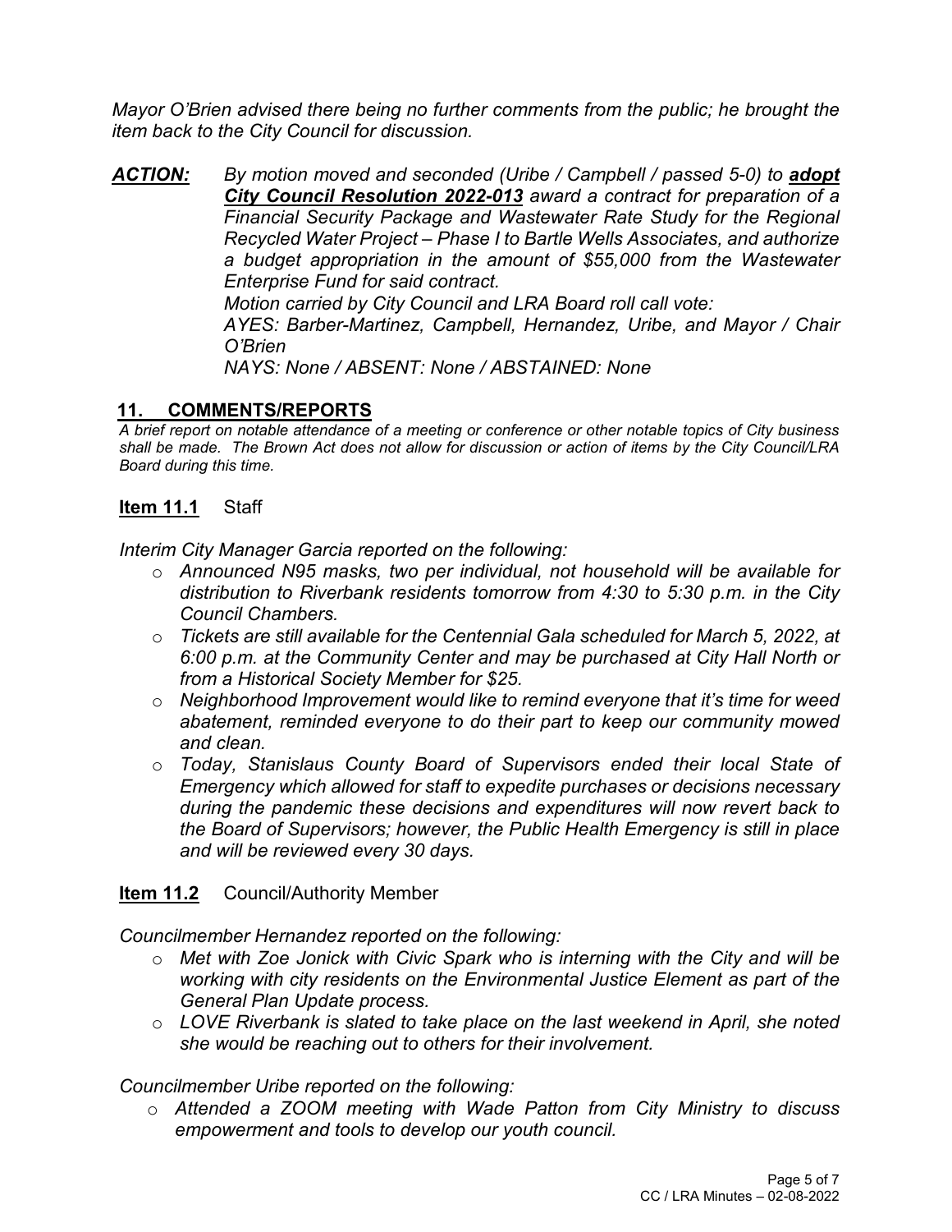*Mayor O'Brien advised there being no further comments from the public; he brought the item back to the City Council for discussion.*

***ACTION:*** *By motion moved and seconded (Uribe / Campbell / passed 5-0) to **adopt City Council Resolution 2022-013** award a contract for preparation of a Financial Security Package and Wastewater Rate Study for the Regional Recycled Water Project – Phase I to Bartle Wells Associates, and authorize a budget appropriation in the amount of $55,000 from the Wastewater Enterprise Fund for said contract.*
*Motion carried by City Council and LRA Board roll call vote:*
*AYES: Barber-Martinez, Campbell, Hernandez, Uribe, and Mayor / Chair O'Brien*
*NAYS: None / ABSENT: None / ABSTAINED: None*

## 11. COMMENTS/REPORTS

*A brief report on notable attendance of a meeting or conference or other notable topics of City business shall be made. The Brown Act does not allow for discussion or action of items by the City Council/LRA Board during this time.*

### Item 11.1 Staff

*Interim City Manager Garcia reported on the following:*

- *Announced N95 masks, two per individual, not household will be available for distribution to Riverbank residents tomorrow from 4:30 to 5:30 p.m. in the City Council Chambers.*
- *Tickets are still available for the Centennial Gala scheduled for March 5, 2022, at 6:00 p.m. at the Community Center and may be purchased at City Hall North or from a Historical Society Member for $25.*
- *Neighborhood Improvement would like to remind everyone that it's time for weed abatement, reminded everyone to do their part to keep our community mowed and clean.*
- *Today, Stanislaus County Board of Supervisors ended their local State of Emergency which allowed for staff to expedite purchases or decisions necessary during the pandemic these decisions and expenditures will now revert back to the Board of Supervisors; however, the Public Health Emergency is still in place and will be reviewed every 30 days.*

### Item 11.2 Council/Authority Member

*Councilmember Hernandez reported on the following:*

- *Met with Zoe Jonick with Civic Spark who is interning with the City and will be working with city residents on the Environmental Justice Element as part of the General Plan Update process.*
- *LOVE Riverbank is slated to take place on the last weekend in April, she noted she would be reaching out to others for their involvement.*

*Councilmember Uribe reported on the following:*

- *Attended a ZOOM meeting with Wade Patton from City Ministry to discuss empowerment and tools to develop our youth council.*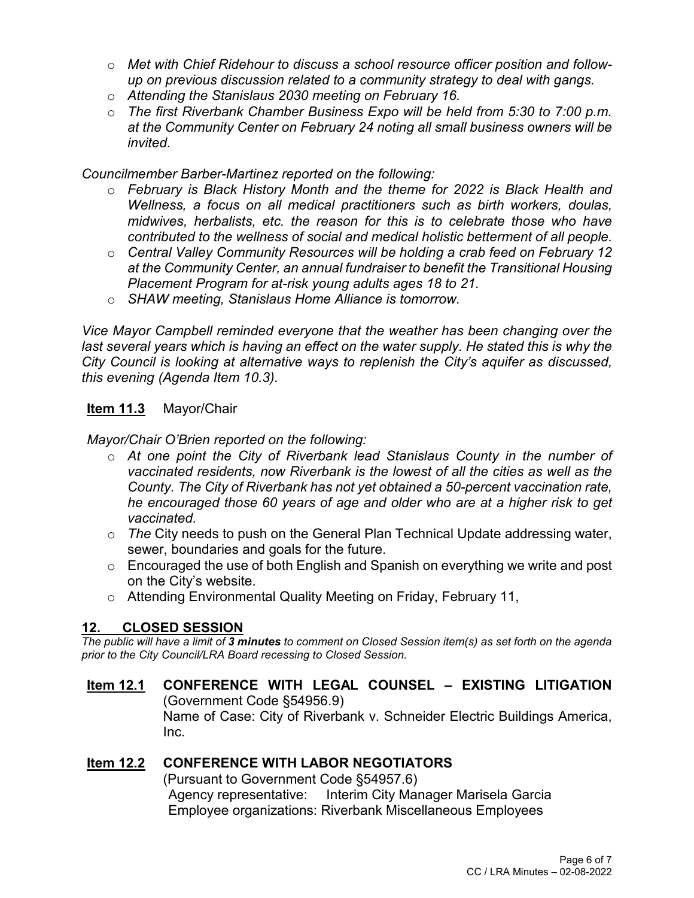- *Met with Chief Ridehour to discuss a school resource officer position and follow-up on previous discussion related to a community strategy to deal with gangs.*
- *Attending the Stanislaus 2030 meeting on February 16.*
- *The first Riverbank Chamber Business Expo will be held from 5:30 to 7:00 p.m. at the Community Center on February 24 noting all small business owners will be invited.*

*Councilmember Barber-Martinez reported on the following:*

- *February is Black History Month and the theme for 2022 is Black Health and Wellness, a focus on all medical practitioners such as birth workers, doulas, midwives, herbalists, etc. the reason for this is to celebrate those who have contributed to the wellness of social and medical holistic betterment of all people.*
- *Central Valley Community Resources will be holding a crab feed on February 12 at the Community Center, an annual fundraiser to benefit the Transitional Housing Placement Program for at-risk young adults ages 18 to 21.*
- *SHAW meeting, Stanislaus Home Alliance is tomorrow.*

*Vice Mayor Campbell reminded everyone that the weather has been changing over the last several years which is having an effect on the water supply. He stated this is why the City Council is looking at alternative ways to replenish the City's aquifer as discussed, this evening (Agenda Item 10.3).*

**Item 11.3** Mayor/Chair

*Mayor/Chair O'Brien reported on the following:*

- *At one point the City of Riverbank lead Stanislaus County in the number of vaccinated residents, now Riverbank is the lowest of all the cities as well as the County. The City of Riverbank has not yet obtained a 50-percent vaccination rate, he encouraged those 60 years of age and older who are at a higher risk to get vaccinated.*
- *The* City needs to push on the General Plan Technical Update addressing water, sewer, boundaries and goals for the future.
- Encouraged the use of both English and Spanish on everything we write and post on the City's website.
- Attending Environmental Quality Meeting on Friday, February 11,

## 12. CLOSED SESSION

*The public will have a limit of **3 minutes** to comment on Closed Session item(s) as set forth on the agenda prior to the City Council/LRA Board recessing to Closed Session.*

**Item 12.1 CONFERENCE WITH LEGAL COUNSEL – EXISTING LITIGATION**
(Government Code §54956.9)
Name of Case: City of Riverbank v. Schneider Electric Buildings America, Inc.

**Item 12.2 CONFERENCE WITH LABOR NEGOTIATORS**
(Pursuant to Government Code §54957.6)
Agency representative: Interim City Manager Marisela Garcia
Employee organizations: Riverbank Miscellaneous Employees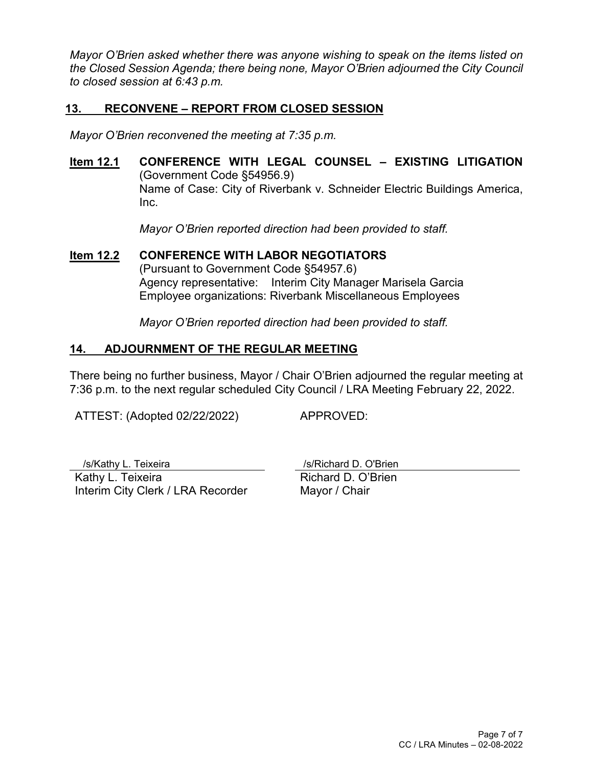*Mayor O'Brien asked whether there was anyone wishing to speak on the items listed on the Closed Session Agenda; there being none, Mayor O'Brien adjourned the City Council to closed session at 6:43 p.m.*

## 13. RECONVENE – REPORT FROM CLOSED SESSION

*Mayor O'Brien reconvened the meeting at 7:35 p.m.*

**Item 12.1** **CONFERENCE WITH LEGAL COUNSEL – EXISTING LITIGATION** (Government Code §54956.9)
Name of Case: City of Riverbank v. Schneider Electric Buildings America, Inc.

*Mayor O'Brien reported direction had been provided to staff.*

**Item 12.2** **CONFERENCE WITH LABOR NEGOTIATORS**
(Pursuant to Government Code §54957.6)
Agency representative: Interim City Manager Marisela Garcia
Employee organizations: Riverbank Miscellaneous Employees

*Mayor O'Brien reported direction had been provided to staff.*

## 14. ADJOURNMENT OF THE REGULAR MEETING

There being no further business, Mayor / Chair O'Brien adjourned the regular meeting at 7:36 p.m. to the next regular scheduled City Council / LRA Meeting February 22, 2022.

ATTEST: (Adopted 02/22/2022)

/s/Kathy L. Teixeira
Kathy L. Teixeira
Interim City Clerk / LRA Recorder

APPROVED:

/s/Richard D. O'Brien
Richard D. O'Brien
Mayor / Chair